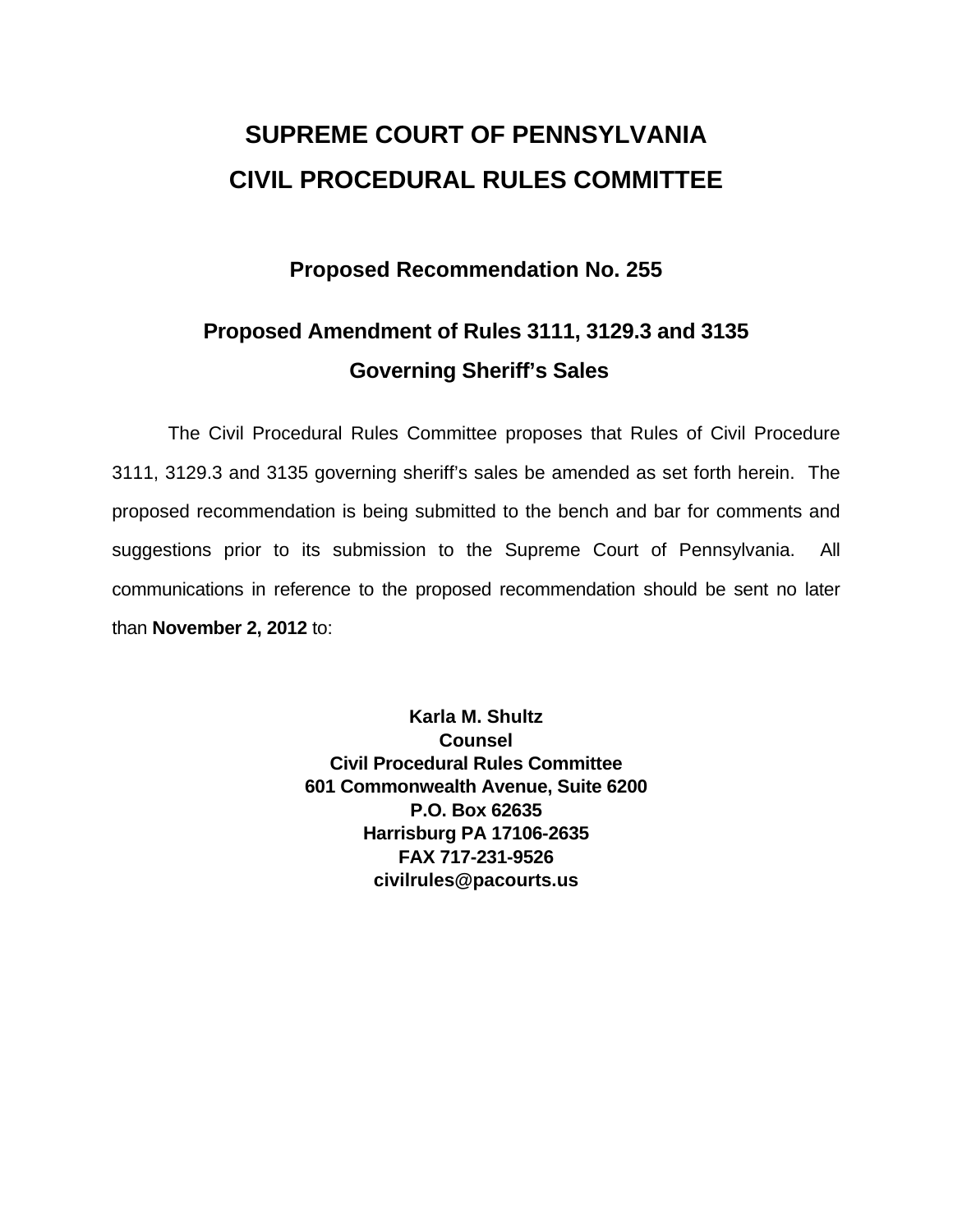# SUPREME COURT OF PENNSYLVANIA
# CIVIL PROCEDURAL RULES COMMITTEE

## Proposed Recommendation No. 255

## Proposed Amendment of Rules 3111, 3129.3 and 3135 Governing Sheriff's Sales

The Civil Procedural Rules Committee proposes that Rules of Civil Procedure 3111, 3129.3 and 3135 governing sheriff's sales be amended as set forth herein. The proposed recommendation is being submitted to the bench and bar for comments and suggestions prior to its submission to the Supreme Court of Pennsylvania. All communications in reference to the proposed recommendation should be sent no later than **November 2, 2012** to:

**Karla M. Shultz**
**Counsel**
**Civil Procedural Rules Committee**
**601 Commonwealth Avenue, Suite 6200**
**P.O. Box 62635**
**Harrisburg PA 17106-2635**
**FAX 717-231-9526**
**civilrules@pacourts.us**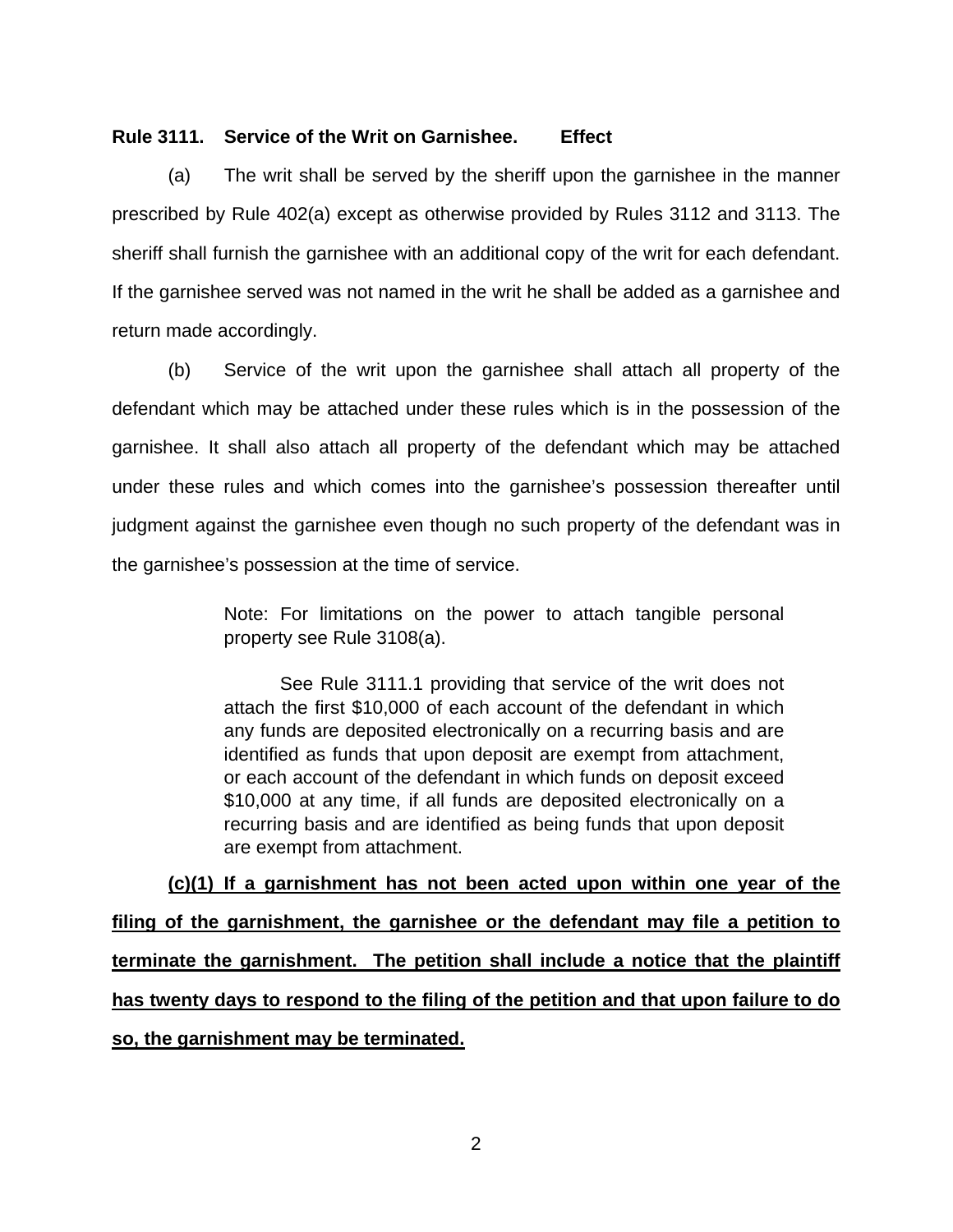**Rule 3111. Service of the Writ on Garnishee. Effect**

(a) The writ shall be served by the sheriff upon the garnishee in the manner prescribed by Rule 402(a) except as otherwise provided by Rules 3112 and 3113. The sheriff shall furnish the garnishee with an additional copy of the writ for each defendant. If the garnishee served was not named in the writ he shall be added as a garnishee and return made accordingly.

(b) Service of the writ upon the garnishee shall attach all property of the defendant which may be attached under these rules which is in the possession of the garnishee. It shall also attach all property of the defendant which may be attached under these rules and which comes into the garnishee's possession thereafter until judgment against the garnishee even though no such property of the defendant was in the garnishee's possession at the time of service.

> Note: For limitations on the power to attach tangible personal property see Rule 3108(a).
>
> See Rule 3111.1 providing that service of the writ does not attach the first $10,000 of each account of the defendant in which any funds are deposited electronically on a recurring basis and are identified as funds that upon deposit are exempt from attachment, or each account of the defendant in which funds on deposit exceed $10,000 at any time, if all funds are deposited electronically on a recurring basis and are identified as being funds that upon deposit are exempt from attachment.

**<u>(c)(1) If a garnishment has not been acted upon within one year of the filing of the garnishment, the garnishee or the defendant may file a petition to terminate the garnishment. The petition shall include a notice that the plaintiff has twenty days to respond to the filing of the petition and that upon failure to do so, the garnishment may be terminated.</u>**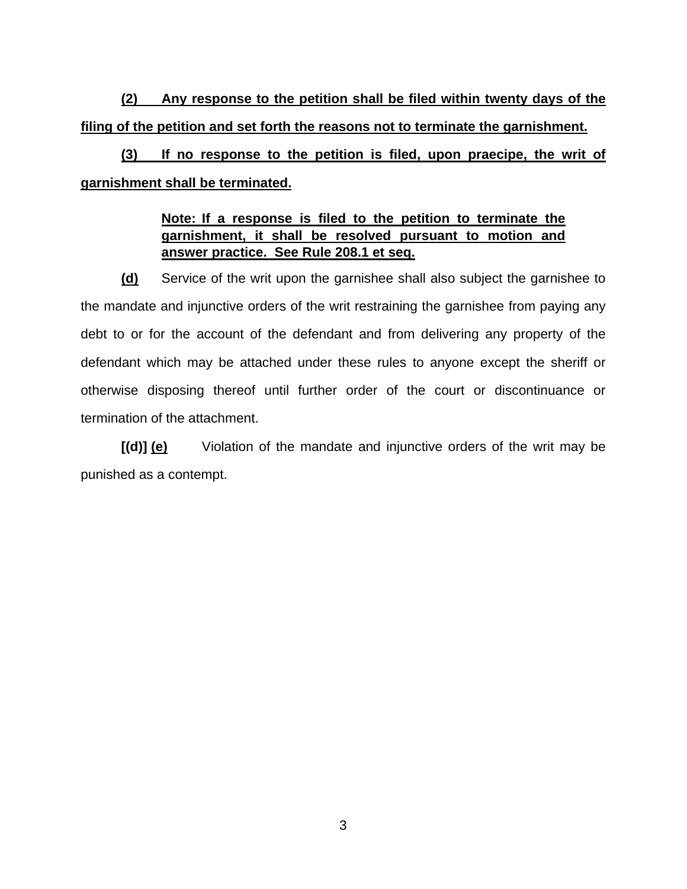**<u>(2) Any response to the petition shall be filed within twenty days of the filing of the petition and set forth the reasons not to terminate the garnishment.</u>**

**<u>(3) If no response to the petition is filed, upon praecipe, the writ of garnishment shall be terminated.</u>**

> **<u>Note: If a response is filed to the petition to terminate the garnishment, it shall be resolved pursuant to motion and answer practice. See Rule 208.1 et seq.</u>**

**<u>(d)</u>** Service of the writ upon the garnishee shall also subject the garnishee to the mandate and injunctive orders of the writ restraining the garnishee from paying any debt to or for the account of the defendant and from delivering any property of the defendant which may be attached under these rules to anyone except the sheriff or otherwise disposing thereof until further order of the court or discontinuance or termination of the attachment.

**[(d)]** **<u>(e)</u>** Violation of the mandate and injunctive orders of the writ may be punished as a contempt.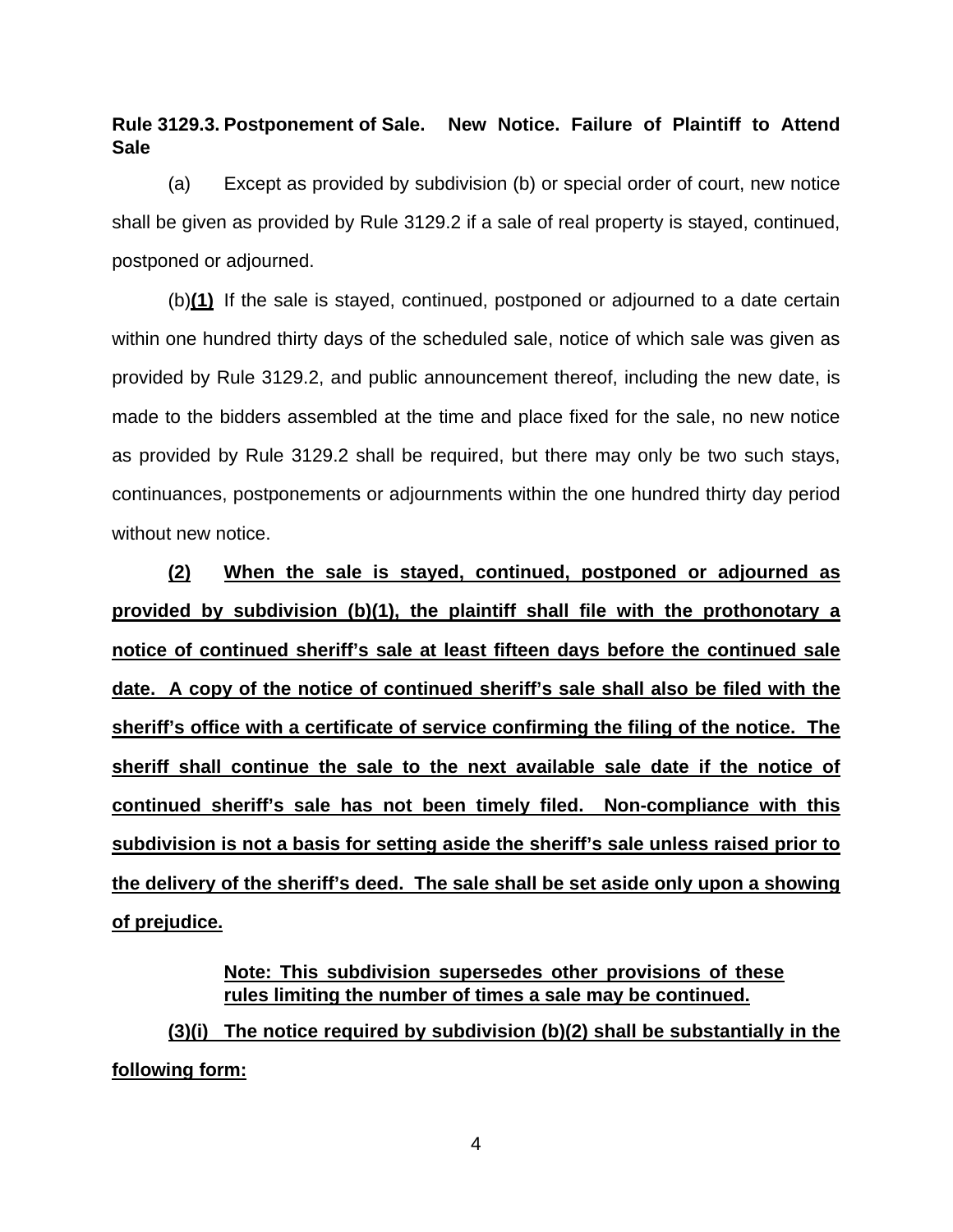**Rule 3129.3. Postponement of Sale. New Notice. Failure of Plaintiff to Attend Sale**

(a) Except as provided by subdivision (b) or special order of court, new notice shall be given as provided by Rule 3129.2 if a sale of real property is stayed, continued, postponed or adjourned.

(b)**<u>(1)</u>** If the sale is stayed, continued, postponed or adjourned to a date certain within one hundred thirty days of the scheduled sale, notice of which sale was given as provided by Rule 3129.2, and public announcement thereof, including the new date, is made to the bidders assembled at the time and place fixed for the sale, no new notice as provided by Rule 3129.2 shall be required, but there may only be two such stays, continuances, postponements or adjournments within the one hundred thirty day period without new notice.

**<u>(2) When the sale is stayed, continued, postponed or adjourned as provided by subdivision (b)(1), the plaintiff shall file with the prothonotary a notice of continued sheriff's sale at least fifteen days before the continued sale date. A copy of the notice of continued sheriff's sale shall also be filed with the sheriff's office with a certificate of service confirming the filing of the notice. The sheriff shall continue the sale to the next available sale date if the notice of continued sheriff's sale has not been timely filed. Non-compliance with this subdivision is not a basis for setting aside the sheriff's sale unless raised prior to the delivery of the sheriff's deed. The sale shall be set aside only upon a showing of prejudice.</u>**

> **<u>Note: This subdivision supersedes other provisions of these rules limiting the number of times a sale may be continued.</u>**

**<u>(3)(i) The notice required by subdivision (b)(2) shall be substantially in the following form:</u>**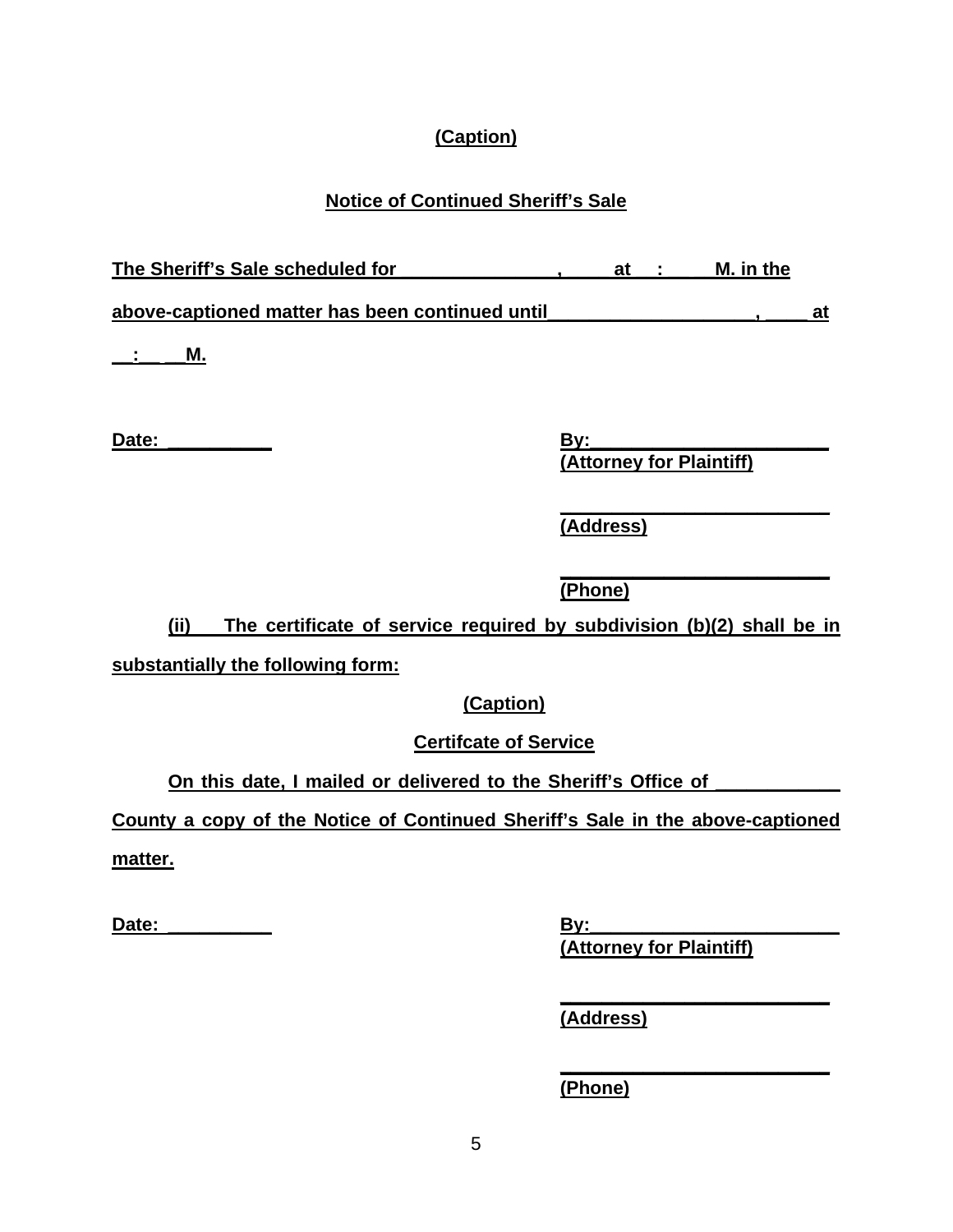**(Caption)**

**Notice of Continued Sheriff's Sale**

**The Sheriff's Sale scheduled for \_\_\_\_\_\_\_\_\_\_\_\_\_\_\_\_, \_\_\_\_\_ at \_\_ : \_\_\_\_ M. in the above-captioned matter has been continued until \_\_\_\_\_\_\_\_\_\_\_\_\_\_\_\_\_\_\_\_, \_\_\_\_ at \_\_ : \_\_ \_\_M.**

**Date: \_\_\_\_\_\_\_\_\_\_\_**

**By:\_\_\_\_\_\_\_\_\_\_\_\_\_\_\_\_\_\_\_\_\_\_\_\_**
**(Attorney for Plaintiff)**

**\_\_\_\_\_\_\_\_\_\_\_\_\_\_\_\_\_\_\_\_\_\_\_\_\_\_**
**(Address)**

**\_\_\_\_\_\_\_\_\_\_\_\_\_\_\_\_\_\_\_\_\_\_\_\_\_\_**
**(Phone)**

**(ii) The certificate of service required by subdivision (b)(2) shall be in substantially the following form:**

**(Caption)**

**Certifcate of Service**

**On this date, I mailed or delivered to the Sheriff's Office of \_\_\_\_\_\_\_\_\_\_\_\_ County a copy of the Notice of Continued Sheriff's Sale in the above-captioned matter.**

**Date: \_\_\_\_\_\_\_\_\_\_\_**

**By:\_\_\_\_\_\_\_\_\_\_\_\_\_\_\_\_\_\_\_\_\_\_\_\_\_\_**
**(Attorney for Plaintiff)**

**\_\_\_\_\_\_\_\_\_\_\_\_\_\_\_\_\_\_\_\_\_\_\_\_\_\_**
**(Address)**

**\_\_\_\_\_\_\_\_\_\_\_\_\_\_\_\_\_\_\_\_\_\_\_\_\_\_**
**(Phone)**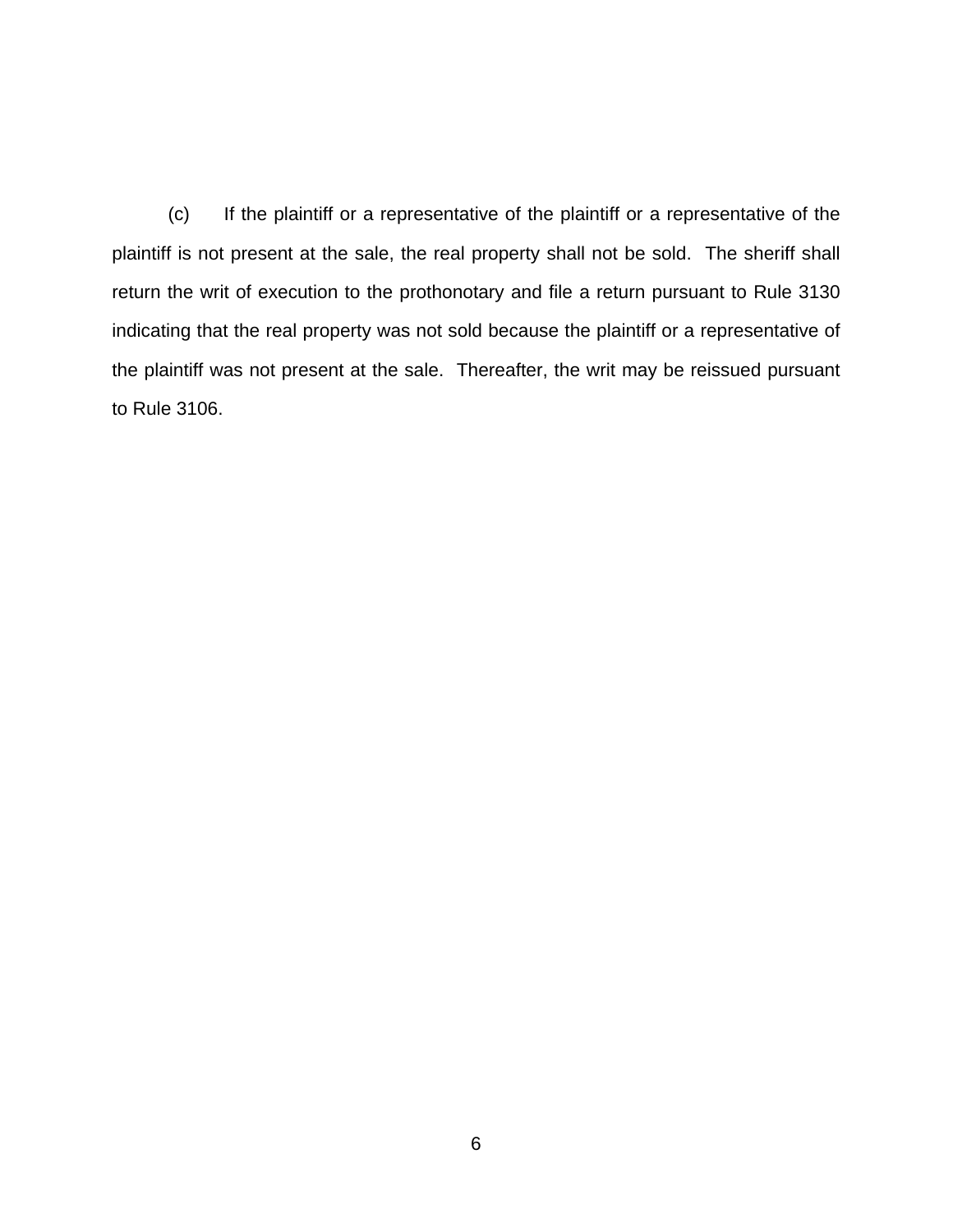(c) If the plaintiff or a representative of the plaintiff or a representative of the plaintiff is not present at the sale, the real property shall not be sold. The sheriff shall return the writ of execution to the prothonotary and file a return pursuant to Rule 3130 indicating that the real property was not sold because the plaintiff or a representative of the plaintiff was not present at the sale. Thereafter, the writ may be reissued pursuant to Rule 3106.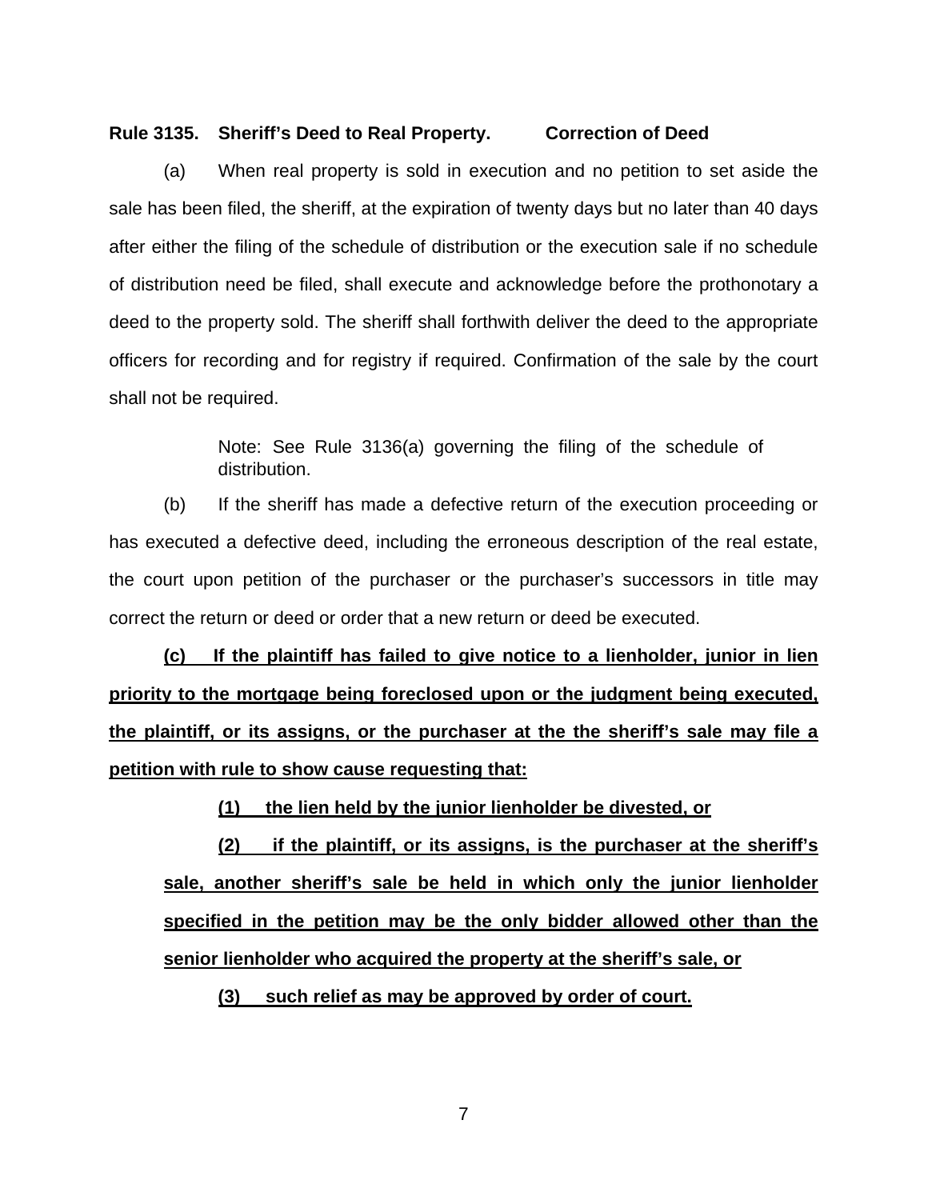**Rule 3135. Sheriff's Deed to Real Property. Correction of Deed**

(a) When real property is sold in execution and no petition to set aside the sale has been filed, the sheriff, at the expiration of twenty days but no later than 40 days after either the filing of the schedule of distribution or the execution sale if no schedule of distribution need be filed, shall execute and acknowledge before the prothonotary a deed to the property sold. The sheriff shall forthwith deliver the deed to the appropriate officers for recording and for registry if required. Confirmation of the sale by the court shall not be required.

> Note: See Rule 3136(a) governing the filing of the schedule of distribution.

(b) If the sheriff has made a defective return of the execution proceeding or has executed a defective deed, including the erroneous description of the real estate, the court upon petition of the purchaser or the purchaser's successors in title may correct the return or deed or order that a new return or deed be executed.

<u>**(c) If the plaintiff has failed to give notice to a lienholder, junior in lien priority to the mortgage being foreclosed upon or the judgment being executed, the plaintiff, or its assigns, or the purchaser at the the sheriff's sale may file a petition with rule to show cause requesting that:**</u>

<u>**(1) the lien held by the junior lienholder be divested, or**</u>

<u>**(2) if the plaintiff, or its assigns, is the purchaser at the sheriff's sale, another sheriff's sale be held in which only the junior lienholder specified in the petition may be the only bidder allowed other than the senior lienholder who acquired the property at the sheriff's sale, or**</u>

<u>**(3) such relief as may be approved by order of court.**</u>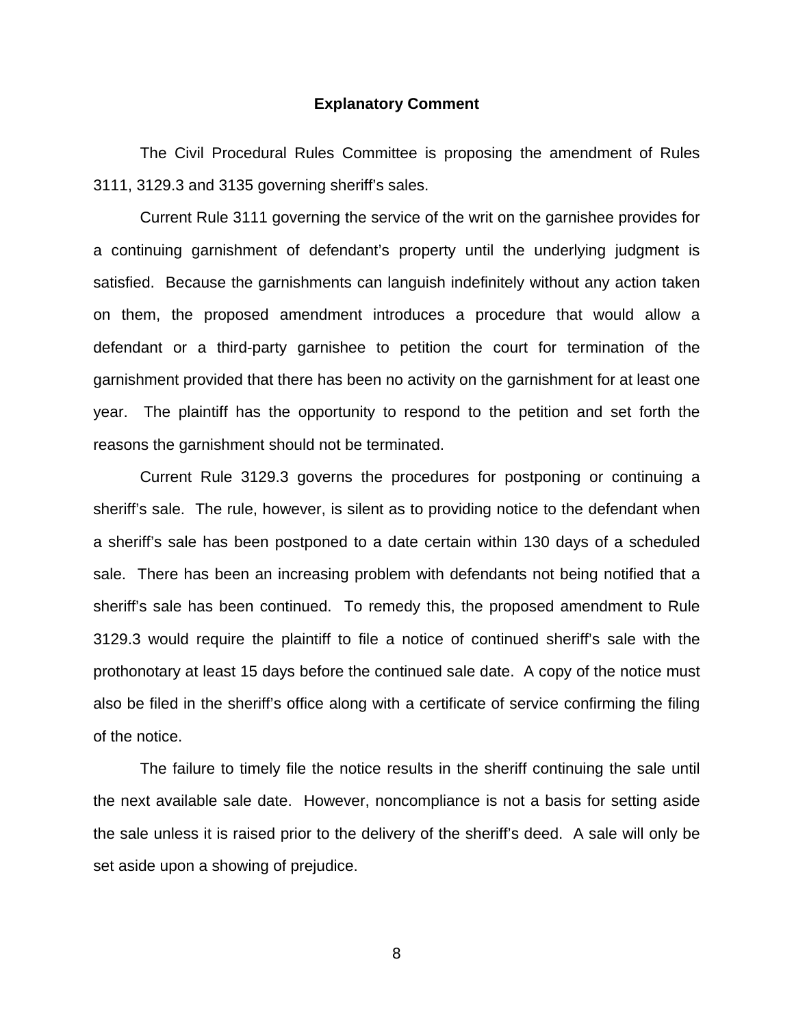## Explanatory Comment

The Civil Procedural Rules Committee is proposing the amendment of Rules 3111, 3129.3 and 3135 governing sheriff's sales.

Current Rule 3111 governing the service of the writ on the garnishee provides for a continuing garnishment of defendant's property until the underlying judgment is satisfied. Because the garnishments can languish indefinitely without any action taken on them, the proposed amendment introduces a procedure that would allow a defendant or a third-party garnishee to petition the court for termination of the garnishment provided that there has been no activity on the garnishment for at least one year. The plaintiff has the opportunity to respond to the petition and set forth the reasons the garnishment should not be terminated.

Current Rule 3129.3 governs the procedures for postponing or continuing a sheriff's sale. The rule, however, is silent as to providing notice to the defendant when a sheriff's sale has been postponed to a date certain within 130 days of a scheduled sale. There has been an increasing problem with defendants not being notified that a sheriff's sale has been continued. To remedy this, the proposed amendment to Rule 3129.3 would require the plaintiff to file a notice of continued sheriff's sale with the prothonotary at least 15 days before the continued sale date. A copy of the notice must also be filed in the sheriff's office along with a certificate of service confirming the filing of the notice.

The failure to timely file the notice results in the sheriff continuing the sale until the next available sale date. However, noncompliance is not a basis for setting aside the sale unless it is raised prior to the delivery of the sheriff's deed. A sale will only be set aside upon a showing of prejudice.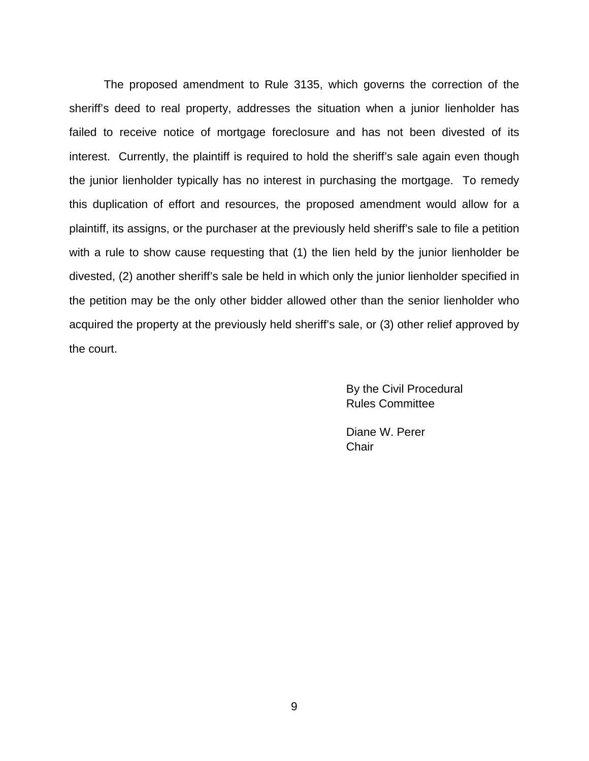The proposed amendment to Rule 3135, which governs the correction of the sheriff's deed to real property, addresses the situation when a junior lienholder has failed to receive notice of mortgage foreclosure and has not been divested of its interest. Currently, the plaintiff is required to hold the sheriff's sale again even though the junior lienholder typically has no interest in purchasing the mortgage. To remedy this duplication of effort and resources, the proposed amendment would allow for a plaintiff, its assigns, or the purchaser at the previously held sheriff's sale to file a petition with a rule to show cause requesting that (1) the lien held by the junior lienholder be divested, (2) another sheriff's sale be held in which only the junior lienholder specified in the petition may be the only other bidder allowed other than the senior lienholder who acquired the property at the previously held sheriff's sale, or (3) other relief approved by the court.

By the Civil Procedural
Rules Committee

Diane W. Perer
Chair